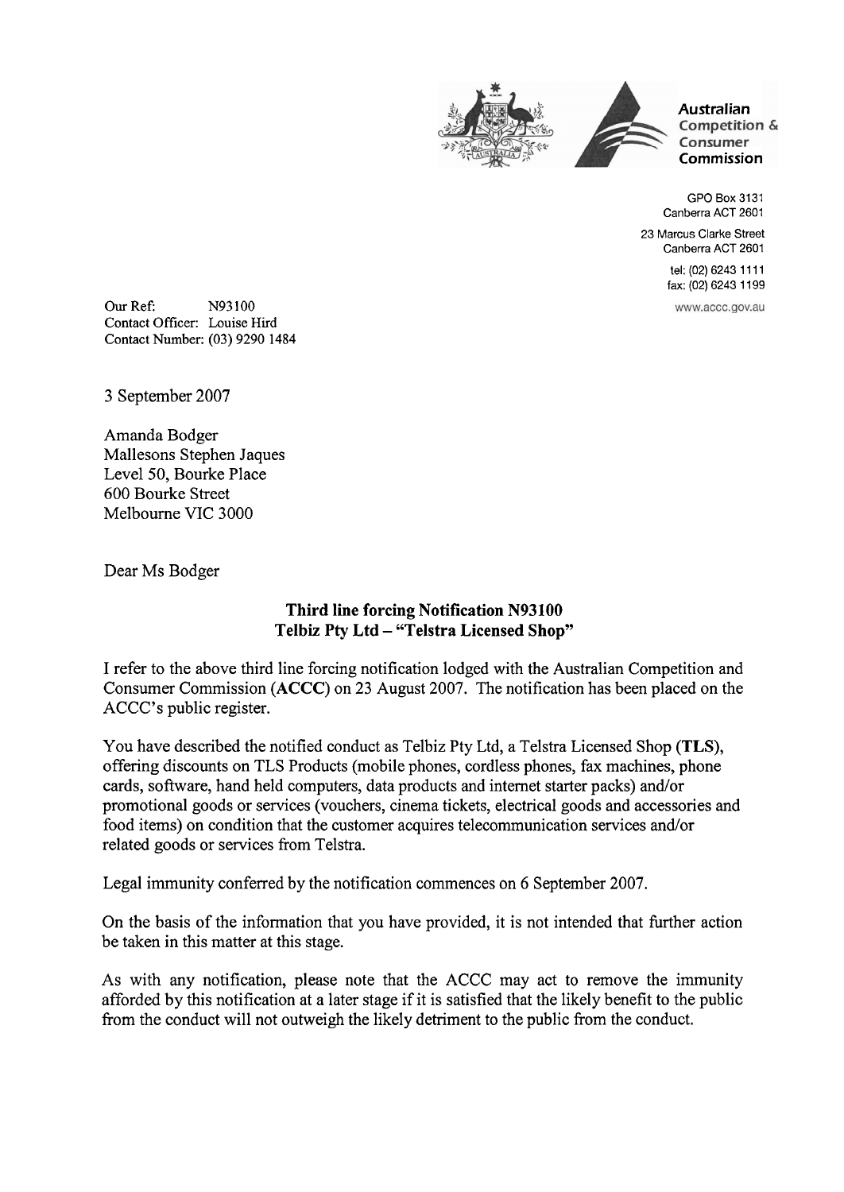**Australian Competition & Consumer Commission**

GPO Box 3131
Canberra ACT 2601

23 Marcus Clarke Street
Canberra ACT 2601

tel: (02) 6243 1111
fax: (02) 6243 1199

www.accc.gov.au

Our Ref: N93100
Contact Officer: Louise Hird
Contact Number: (03) 9290 1484

3 September 2007

Amanda Bodger
Mallesons Stephen Jaques
Level 50, Bourke Place
600 Bourke Street
Melbourne VIC 3000

Dear Ms Bodger

**Third line forcing Notification N93100**
**Telbiz Pty Ltd – "Telstra Licensed Shop"**

I refer to the above third line forcing notification lodged with the Australian Competition and Consumer Commission (**ACCC**) on 23 August 2007. The notification has been placed on the ACCC's public register.

You have described the notified conduct as Telbiz Pty Ltd, a Telstra Licensed Shop (**TLS**), offering discounts on TLS Products (mobile phones, cordless phones, fax machines, phone cards, software, hand held computers, data products and internet starter packs) and/or promotional goods or services (vouchers, cinema tickets, electrical goods and accessories and food items) on condition that the customer acquires telecommunication services and/or related goods or services from Telstra.

Legal immunity conferred by the notification commences on 6 September 2007.

On the basis of the information that you have provided, it is not intended that further action be taken in this matter at this stage.

As with any notification, please note that the ACCC may act to remove the immunity afforded by this notification at a later stage if it is satisfied that the likely benefit to the public from the conduct will not outweigh the likely detriment to the public from the conduct.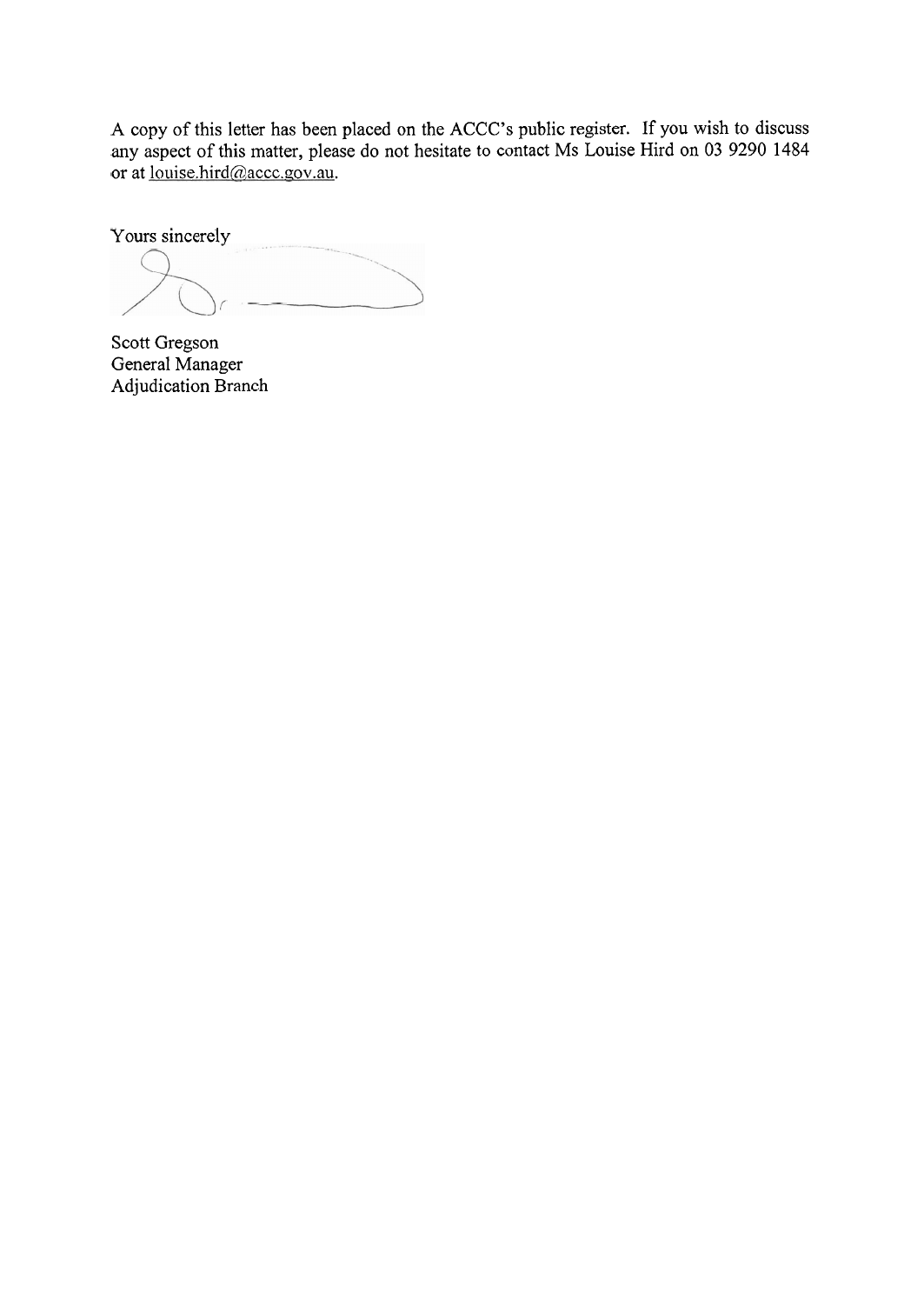A copy of this letter has been placed on the ACCC's public register. If you wish to discuss any aspect of this matter, please do not hesitate to contact Ms Louise Hird on 03 9290 1484 or at louise.hird@accc.gov.au.

Yours sincerely

Scott Gregson
General Manager
Adjudication Branch